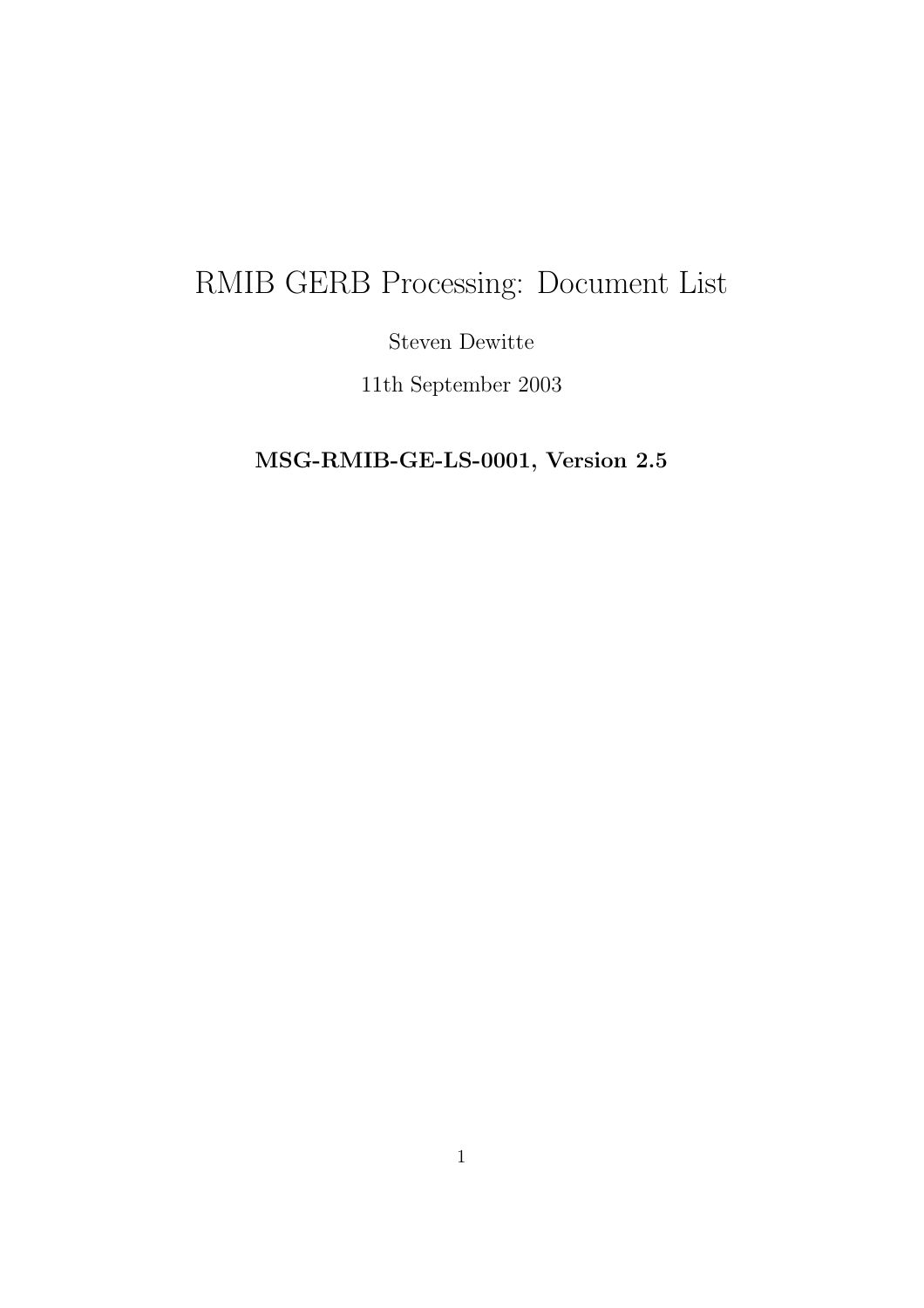# RMIB GERB Processing: Document List

Steven Dewitte

11th September 2003

**MSG-RMIB-GE-LS-0001, Version 2.5**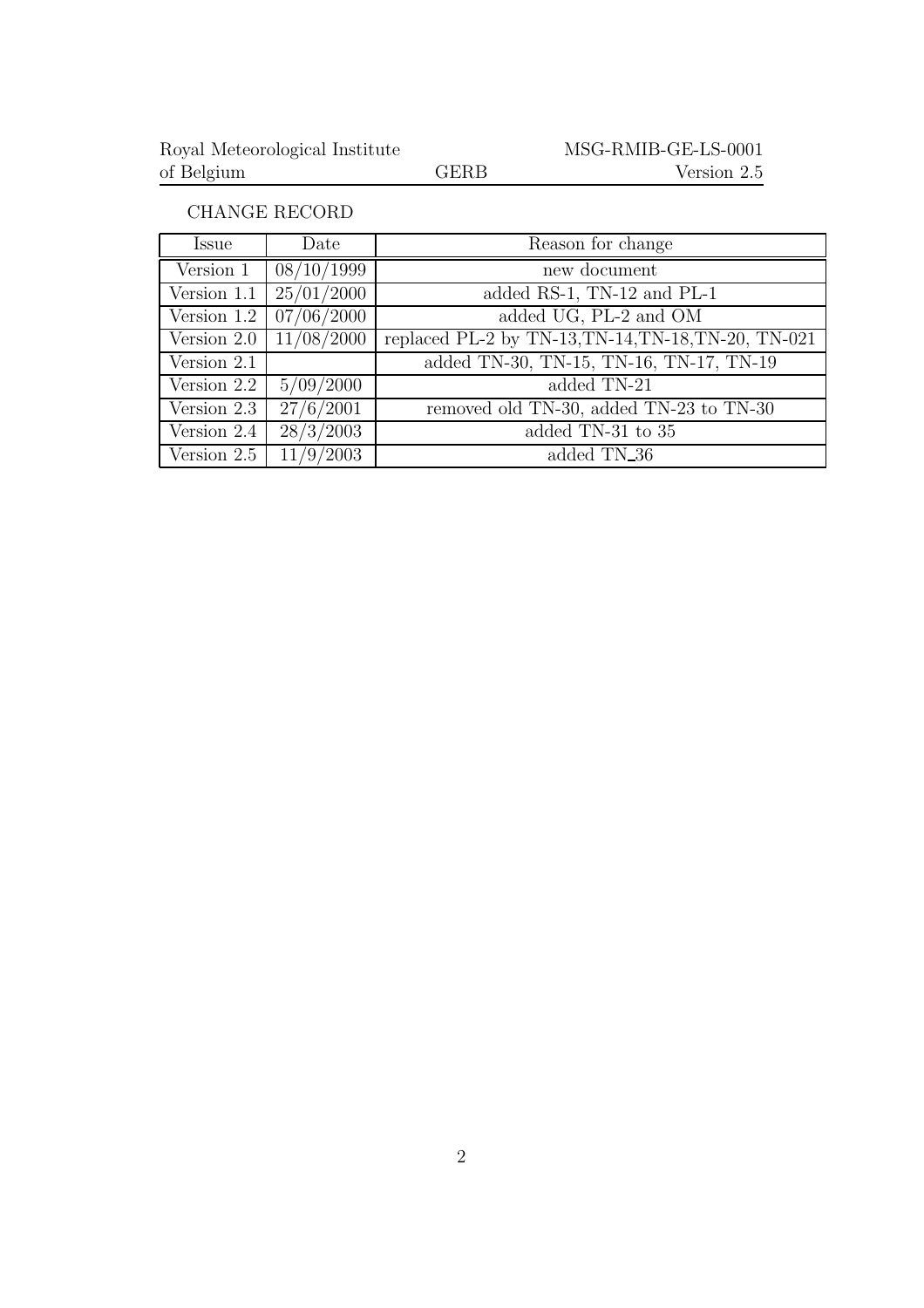CHANGE RECORD

| Issue | Date | Reason for change |
|---|---|---|
| Version 1 | 08/10/1999 | new document |
| Version 1.1 | 25/01/2000 | added RS-1, TN-12 and PL-1 |
| Version 1.2 | 07/06/2000 | added UG, PL-2 and OM |
| Version 2.0 | 11/08/2000 | replaced PL-2 by TN-13,TN-14,TN-18,TN-20, TN-021 |
| Version 2.1 | | added TN-30, TN-15, TN-16, TN-17, TN-19 |
| Version 2.2 | 5/09/2000 | added TN-21 |
| Version 2.3 | 27/6/2001 | removed old TN-30, added TN-23 to TN-30 |
| Version 2.4 | 28/3/2003 | added TN-31 to 35 |
| Version 2.5 | 11/9/2003 | added TN_36 |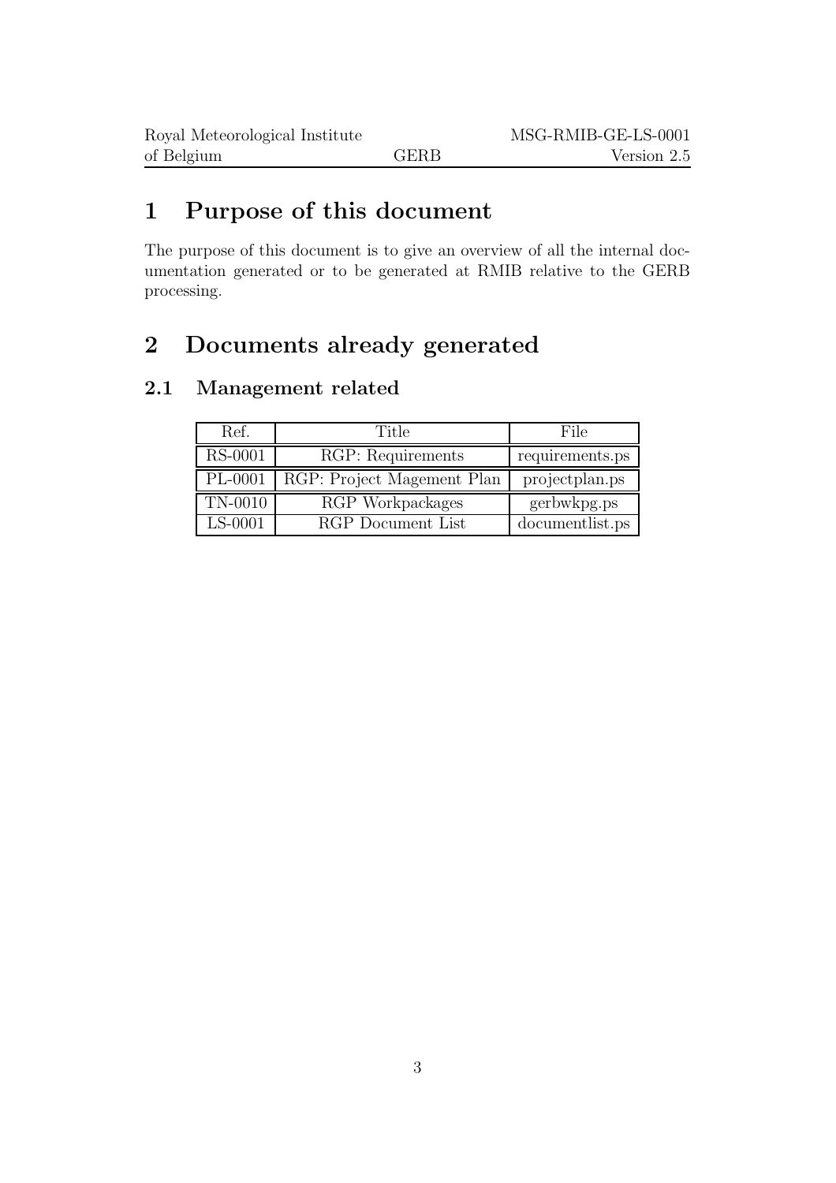# 1 Purpose of this document

The purpose of this document is to give an overview of all the internal documentation generated or to be generated at RMIB relative to the GERB processing.

# 2 Documents already generated

## 2.1 Management related

| Ref. | Title | File |
|---|---|---|
| RS-0001 | RGP: Requirements | requirements.ps |
| PL-0001 | RGP: Project Magement Plan | projectplan.ps |
| TN-0010 | RGP Workpackages | gerbwkpg.ps |
| LS-0001 | RGP Document List | documentlist.ps |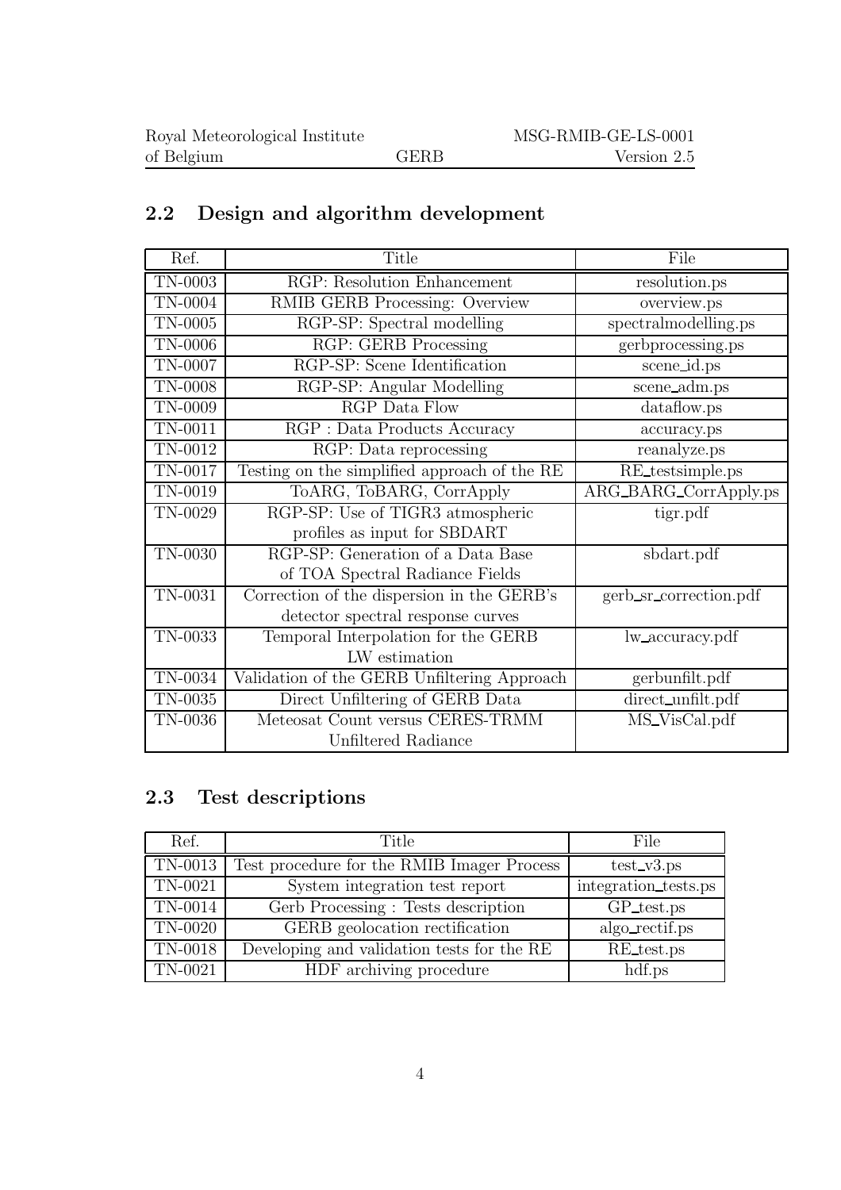## 2.2 Design and algorithm development

| Ref. | Title | File |
| --- | --- | --- |
| TN-0003 | RGP: Resolution Enhancement | resolution.ps |
| TN-0004 | RMIB GERB Processing: Overview | overview.ps |
| TN-0005 | RGP-SP: Spectral modelling | spectralmodelling.ps |
| TN-0006 | RGP: GERB Processing | gerbprocessing.ps |
| TN-0007 | RGP-SP: Scene Identification | scene_id.ps |
| TN-0008 | RGP-SP: Angular Modelling | scene_adm.ps |
| TN-0009 | RGP Data Flow | dataflow.ps |
| TN-0011 | RGP : Data Products Accuracy | accuracy.ps |
| TN-0012 | RGP: Data reprocessing | reanalyze.ps |
| TN-0017 | Testing on the simplified approach of the RE | RE_testsimple.ps |
| TN-0019 | ToARG, ToBARG, CorrApply | ARG_BARG_CorrApply.ps |
| TN-0029 | RGP-SP: Use of TIGR3 atmospheric profiles as input for SBDART | tigr.pdf |
| TN-0030 | RGP-SP: Generation of a Data Base of TOA Spectral Radiance Fields | sbdart.pdf |
| TN-0031 | Correction of the dispersion in the GERB's detector spectral response curves | gerb_sr_correction.pdf |
| TN-0033 | Temporal Interpolation for the GERB LW estimation | lw_accuracy.pdf |
| TN-0034 | Validation of the GERB Unfiltering Approach | gerbunfilt.pdf |
| TN-0035 | Direct Unfiltering of GERB Data | direct_unfilt.pdf |
| TN-0036 | Meteosat Count versus CERES-TRMM Unfiltered Radiance | MS_VisCal.pdf |

## 2.3 Test descriptions

| Ref. | Title | File |
| --- | --- | --- |
| TN-0013 | Test procedure for the RMIB Imager Process | test_v3.ps |
| TN-0021 | System integration test report | integration_tests.ps |
| TN-0014 | Gerb Processing : Tests description | GP_test.ps |
| TN-0020 | GERB geolocation rectification | algo_rectif.ps |
| TN-0018 | Developing and validation tests for the RE | RE_test.ps |
| TN-0021 | HDF archiving procedure | hdf.ps |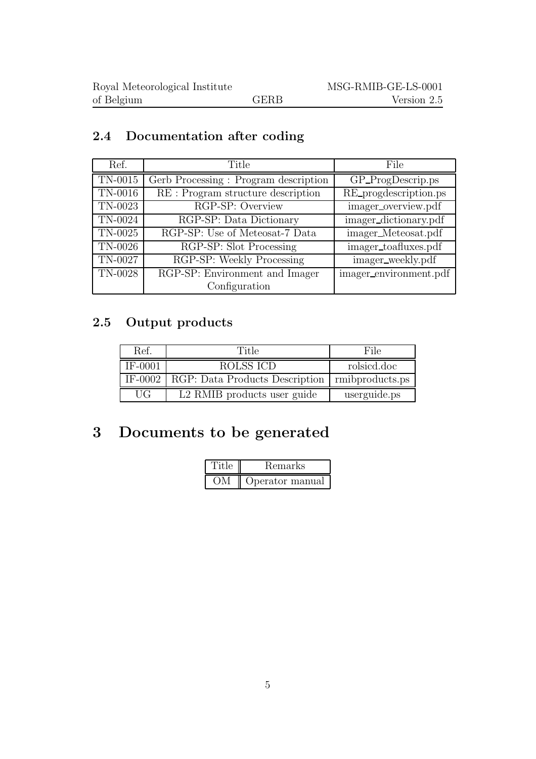### 2.4 Documentation after coding

| Ref. | Title | File |
|---|---|---|
| TN-0015 | Gerb Processing : Program description | GP_ProgDescrip.ps |
| TN-0016 | RE : Program structure description | RE_progdescription.ps |
| TN-0023 | RGP-SP: Overview | imager_overview.pdf |
| TN-0024 | RGP-SP: Data Dictionary | imager_dictionary.pdf |
| TN-0025 | RGP-SP: Use of Meteosat-7 Data | imager_Meteosat.pdf |
| TN-0026 | RGP-SP: Slot Processing | imager_toafluxes.pdf |
| TN-0027 | RGP-SP: Weekly Processing | imager_weekly.pdf |
| TN-0028 | RGP-SP: Environment and Imager Configuration | imager_environment.pdf |

### 2.5 Output products

| Ref. | Title | File |
|---|---|---|
| IF-0001 | ROLSS ICD | rolsicd.doc |
| IF-0002 | RGP: Data Products Description | rmibproducts.ps |
| UG | L2 RMIB products user guide | userguide.ps |

# 3 Documents to be generated

| Title | Remarks |
|---|---|
| OM | Operator manual |